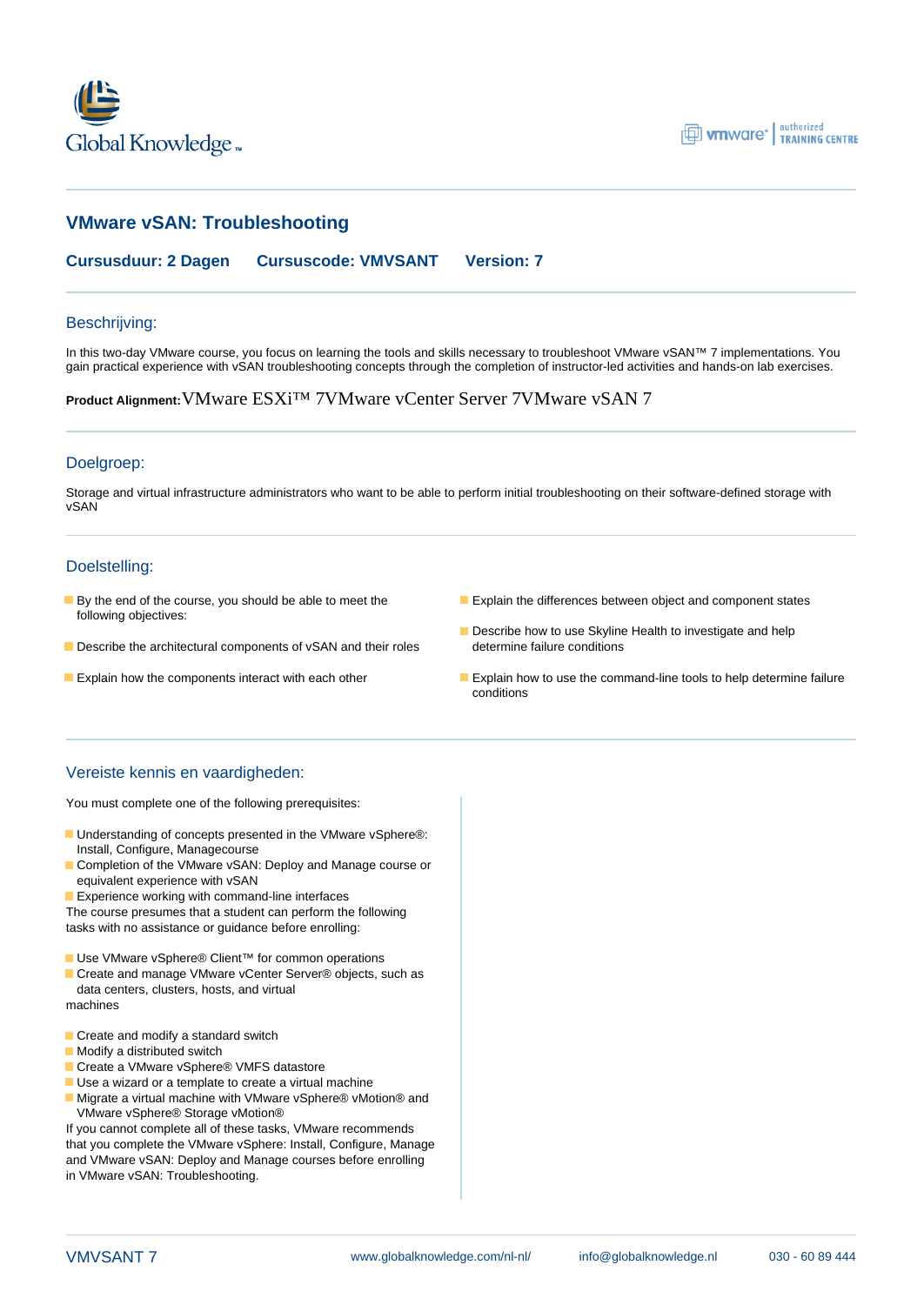# VMware vSAN: Troubleshooting

**Cursusduur: 2 Dagen** **Cursuscode: VMVSANT** **Version: 7**

## Beschrijving:

In this two-day VMware course, you focus on learning the tools and skills necessary to troubleshoot VMware vSAN™ 7 implementations. You gain practical experience with vSAN troubleshooting concepts through the completion of instructor-led activities and hands-on lab exercises.

**Product Alignment:** VMware ESXi™ 7VMware vCenter Server 7VMware vSAN 7

## Doelgroep:

Storage and virtual infrastructure administrators who want to be able to perform initial troubleshooting on their software-defined storage with vSAN

## Doelstelling:

- By the end of the course, you should be able to meet the following objectives:
- Describe the architectural components of vSAN and their roles
- Explain how the components interact with each other
- Explain the differences between object and component states
- Describe how to use Skyline Health to investigate and help determine failure conditions
- Explain how to use the command-line tools to help determine failure conditions

## Vereiste kennis en vaardigheden:

You must complete one of the following prerequisites:

- Understanding of concepts presented in the VMware vSphere®: Install, Configure, Managecourse
- Completion of the VMware vSAN: Deploy and Manage course or equivalent experience with vSAN
- Experience working with command-line interfaces

The course presumes that a student can perform the following tasks with no assistance or guidance before enrolling:

- Use VMware vSphere® Client™ for common operations
- Create and manage VMware vCenter Server® objects, such as data centers, clusters, hosts, and virtual

machines

- Create and modify a standard switch
- Modify a distributed switch
- Create a VMware vSphere® VMFS datastore
- Use a wizard or a template to create a virtual machine
- Migrate a virtual machine with VMware vSphere® vMotion® and VMware vSphere® Storage vMotion®

If you cannot complete all of these tasks, VMware recommends that you complete the VMware vSphere: Install, Configure, Manage and VMware vSAN: Deploy and Manage courses before enrolling in VMware vSAN: Troubleshooting.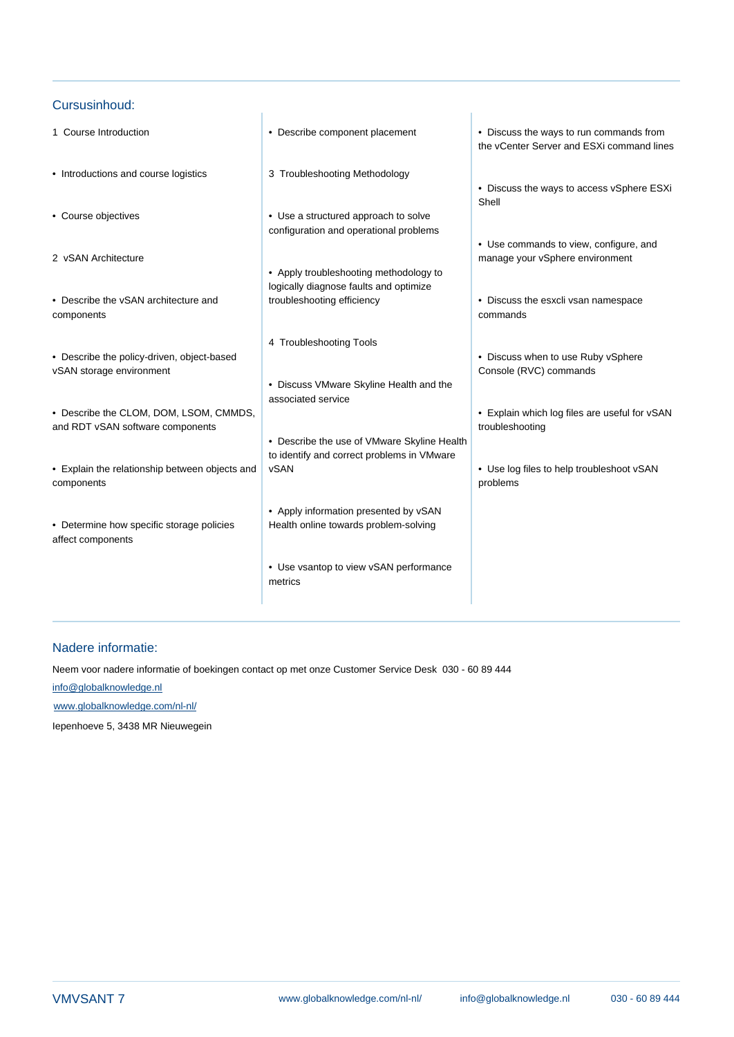## Cursusinhoud:

1 Course Introduction

- Introductions and course logistics
- Course objectives

2 vSAN Architecture

- Describe the vSAN architecture and components
- Describe the policy-driven, object-based vSAN storage environment
- Describe the CLOM, DOM, LSOM, CMMDS, and RDT vSAN software components
- Explain the relationship between objects and components
- Determine how specific storage policies affect components
- Describe component placement

3 Troubleshooting Methodology

- Use a structured approach to solve configuration and operational problems
- Apply troubleshooting methodology to logically diagnose faults and optimize troubleshooting efficiency

4 Troubleshooting Tools

- Discuss VMware Skyline Health and the associated service
- Describe the use of VMware Skyline Health to identify and correct problems in VMware vSAN
- Apply information presented by vSAN Health online towards problem-solving
- Use vsantop to view vSAN performance metrics
- Discuss the ways to run commands from the vCenter Server and ESXi command lines
- Discuss the ways to access vSphere ESXi Shell
- Use commands to view, configure, and manage your vSphere environment
- Discuss the esxcli vsan namespace commands
- Discuss when to use Ruby vSphere Console (RVC) commands
- Explain which log files are useful for vSAN troubleshooting
- Use log files to help troubleshoot vSAN problems

## Nadere informatie:

Neem voor nadere informatie of boekingen contact op met onze Customer Service Desk 030 - 60 89 444

info@globalknowledge.nl

www.globalknowledge.com/nl-nl/

Iepenhoeve 5, 3438 MR Nieuwegein